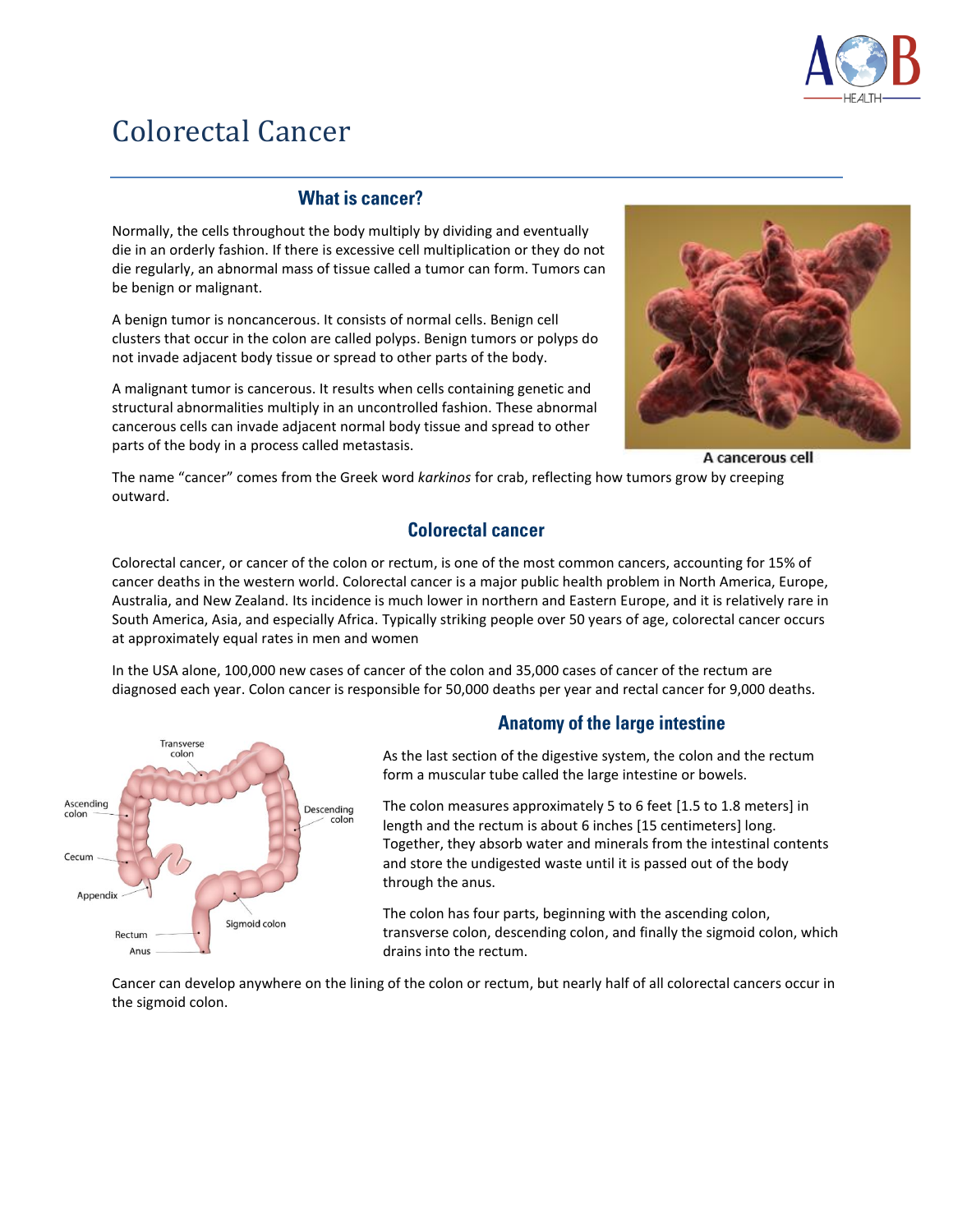# Colorectal Cancer

## What is cancer?

Normally, the cells throughout the body multiply by dividing and eventually die in an orderly fashion. If there is excessive cell multiplication or they do not die regularly, an abnormal mass of tissue called a tumor can form. Tumors can be benign or malignant.

A benign tumor is noncancerous. It consists of normal cells. Benign cell clusters that occur in the colon are called polyps. Benign tumors or polyps do not invade adjacent body tissue or spread to other parts of the body.

A malignant tumor is cancerous. It results when cells containing genetic and structural abnormalities multiply in an uncontrolled fashion. These abnormal cancerous cells can invade adjacent normal body tissue and spread to other parts of the body in a process called metastasis.

A cancerous cell

The name "cancer" comes from the Greek word *karkinos* for crab, reflecting how tumors grow by creeping outward.

## Colorectal cancer

Colorectal cancer, or cancer of the colon or rectum, is one of the most common cancers, accounting for 15% of cancer deaths in the western world. Colorectal cancer is a major public health problem in North America, Europe, Australia, and New Zealand. Its incidence is much lower in northern and Eastern Europe, and it is relatively rare in South America, Asia, and especially Africa. Typically striking people over 50 years of age, colorectal cancer occurs at approximately equal rates in men and women

In the USA alone, 100,000 new cases of cancer of the colon and 35,000 cases of cancer of the rectum are diagnosed each year. Colon cancer is responsible for 50,000 deaths per year and rectal cancer for 9,000 deaths.

## Anatomy of the large intestine

As the last section of the digestive system, the colon and the rectum form a muscular tube called the large intestine or bowels.

The colon measures approximately 5 to 6 feet [1.5 to 1.8 meters] in length and the rectum is about 6 inches [15 centimeters] long. Together, they absorb water and minerals from the intestinal contents and store the undigested waste until it is passed out of the body through the anus.

The colon has four parts, beginning with the ascending colon, transverse colon, descending colon, and finally the sigmoid colon, which drains into the rectum.

Cancer can develop anywhere on the lining of the colon or rectum, but nearly half of all colorectal cancers occur in the sigmoid colon.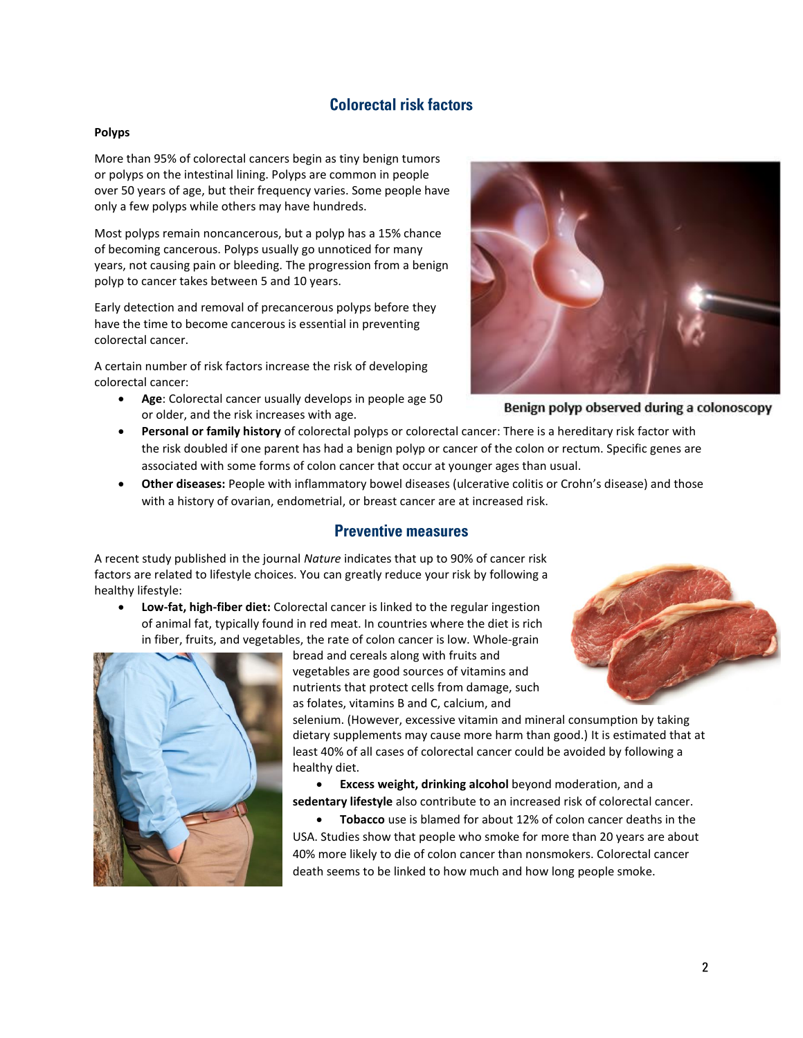## Colorectal risk factors

**Polyps**

More than 95% of colorectal cancers begin as tiny benign tumors or polyps on the intestinal lining. Polyps are common in people over 50 years of age, but their frequency varies. Some people have only a few polyps while others may have hundreds.

Most polyps remain noncancerous, but a polyp has a 15% chance of becoming cancerous. Polyps usually go unnoticed for many years, not causing pain or bleeding. The progression from a benign polyp to cancer takes between 5 and 10 years.

Early detection and removal of precancerous polyps before they have the time to become cancerous is essential in preventing colorectal cancer.

Benign polyp observed during a colonoscopy

A certain number of risk factors increase the risk of developing colorectal cancer:

- **Age**: Colorectal cancer usually develops in people age 50 or older, and the risk increases with age.
- **Personal or family history** of colorectal polyps or colorectal cancer: There is a hereditary risk factor with the risk doubled if one parent has had a benign polyp or cancer of the colon or rectum. Specific genes are associated with some forms of colon cancer that occur at younger ages than usual.
- **Other diseases:** People with inflammatory bowel diseases (ulcerative colitis or Crohn's disease) and those with a history of ovarian, endometrial, or breast cancer are at increased risk.

## Preventive measures

A recent study published in the journal *Nature* indicates that up to 90% of cancer risk factors are related to lifestyle choices. You can greatly reduce your risk by following a healthy lifestyle:

- **Low-fat, high-fiber diet:** Colorectal cancer is linked to the regular ingestion of animal fat, typically found in red meat. In countries where the diet is rich in fiber, fruits, and vegetables, the rate of colon cancer is low. Whole-grain bread and cereals along with fruits and vegetables are good sources of vitamins and nutrients that protect cells from damage, such as folates, vitamins B and C, calcium, and selenium. (However, excessive vitamin and mineral consumption by taking dietary supplements may cause more harm than good.) It is estimated that at least 40% of all cases of colorectal cancer could be avoided by following a healthy diet.
- **Excess weight, drinking alcohol** beyond moderation, and a **sedentary lifestyle** also contribute to an increased risk of colorectal cancer.
- **Tobacco** use is blamed for about 12% of colon cancer deaths in the USA. Studies show that people who smoke for more than 20 years are about 40% more likely to die of colon cancer than nonsmokers. Colorectal cancer death seems to be linked to how much and how long people smoke.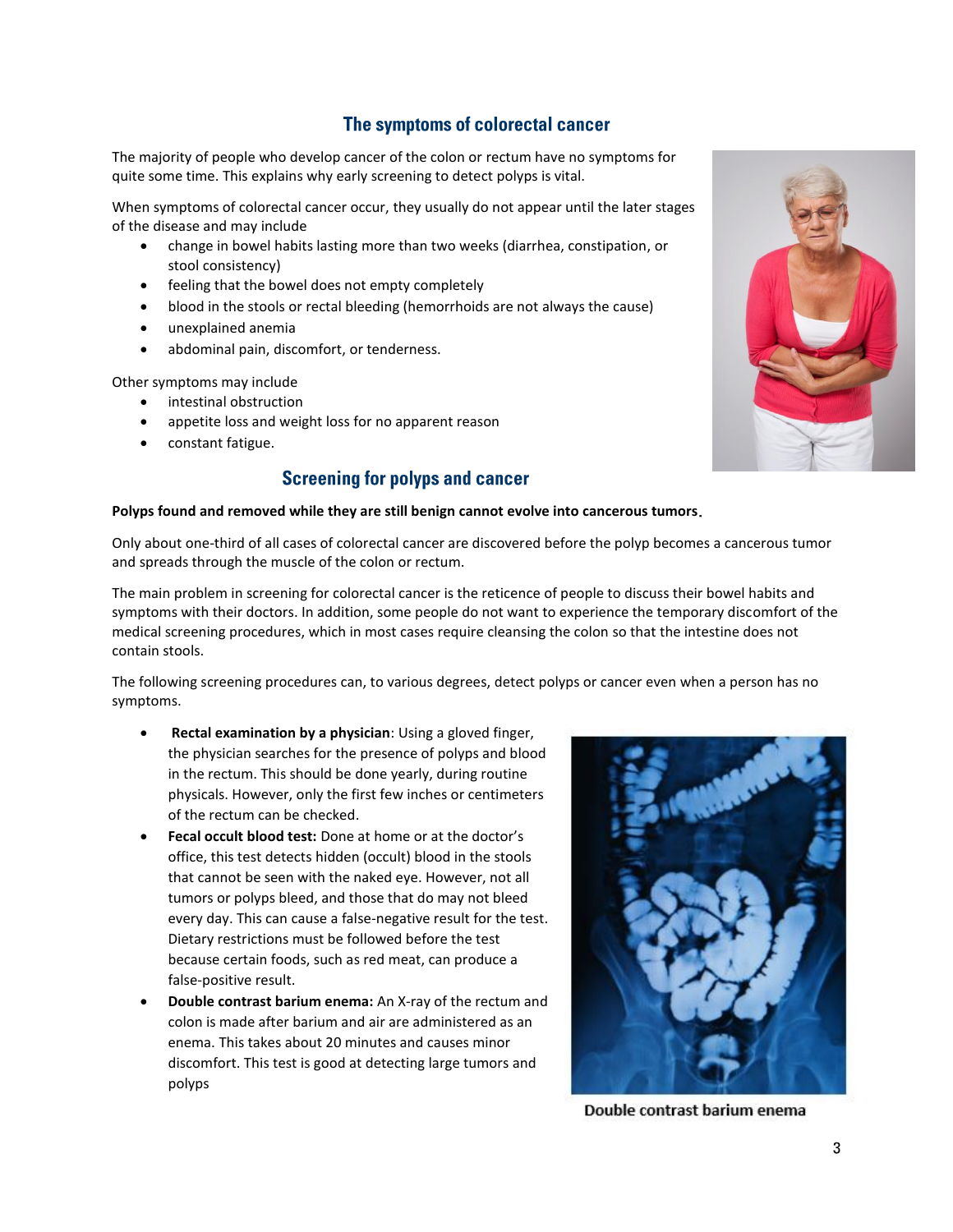## The symptoms of colorectal cancer

The majority of people who develop cancer of the colon or rectum have no symptoms for quite some time. This explains why early screening to detect polyps is vital.

When symptoms of colorectal cancer occur, they usually do not appear until the later stages of the disease and may include

- change in bowel habits lasting more than two weeks (diarrhea, constipation, or stool consistency)
- feeling that the bowel does not empty completely
- blood in the stools or rectal bleeding (hemorrhoids are not always the cause)
- unexplained anemia
- abdominal pain, discomfort, or tenderness.

Other symptoms may include

- intestinal obstruction
- appetite loss and weight loss for no apparent reason
- constant fatigue.

## Screening for polyps and cancer

**Polyps found and removed while they are still benign cannot evolve into cancerous tumors.**

Only about one-third of all cases of colorectal cancer are discovered before the polyp becomes a cancerous tumor and spreads through the muscle of the colon or rectum.

The main problem in screening for colorectal cancer is the reticence of people to discuss their bowel habits and symptoms with their doctors. In addition, some people do not want to experience the temporary discomfort of the medical screening procedures, which in most cases require cleansing the colon so that the intestine does not contain stools.

The following screening procedures can, to various degrees, detect polyps or cancer even when a person has no symptoms.

- **Rectal examination by a physician**: Using a gloved finger, the physician searches for the presence of polyps and blood in the rectum. This should be done yearly, during routine physicals. However, only the first few inches or centimeters of the rectum can be checked.
- **Fecal occult blood test:** Done at home or at the doctor's office, this test detects hidden (occult) blood in the stools that cannot be seen with the naked eye. However, not all tumors or polyps bleed, and those that do may not bleed every day. This can cause a false-negative result for the test. Dietary restrictions must be followed before the test because certain foods, such as red meat, can produce a false-positive result.
- **Double contrast barium enema:** An X-ray of the rectum and colon is made after barium and air are administered as an enema. This takes about 20 minutes and causes minor discomfort. This test is good at detecting large tumors and polyps

Double contrast barium enema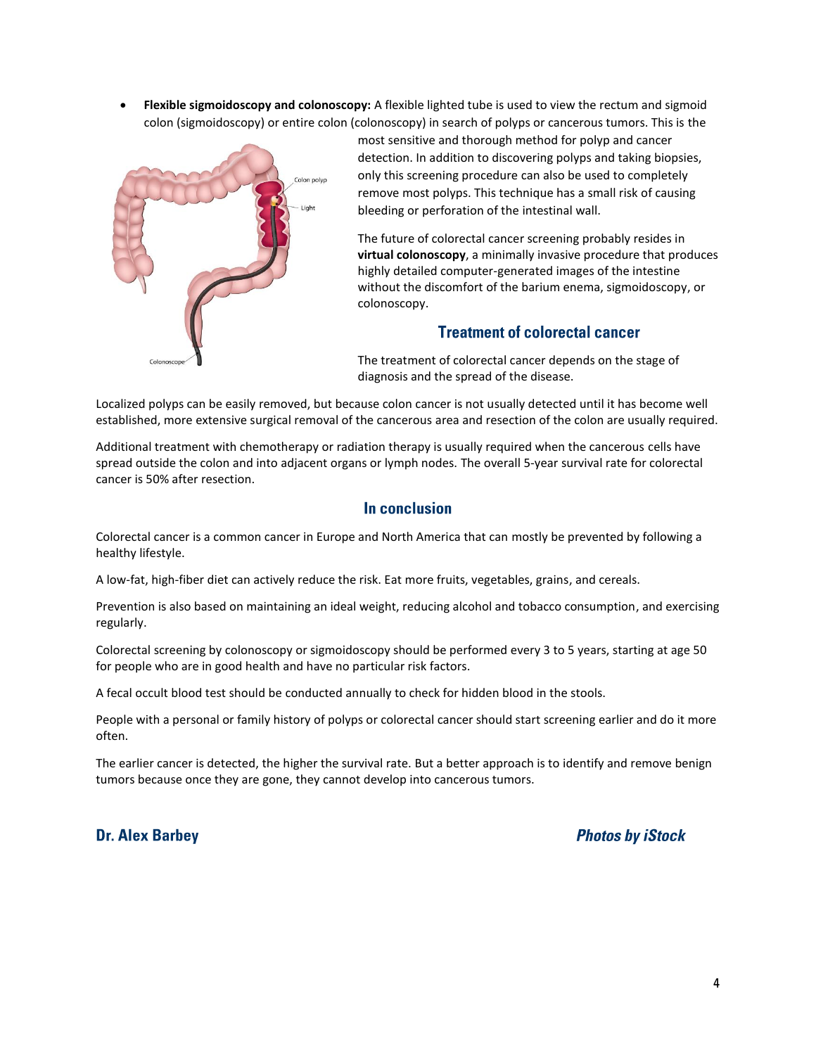- **Flexible sigmoidoscopy and colonoscopy:** A flexible lighted tube is used to view the rectum and sigmoid colon (sigmoidoscopy) or entire colon (colonoscopy) in search of polyps or cancerous tumors. This is the most sensitive and thorough method for polyp and cancer detection. In addition to discovering polyps and taking biopsies, only this screening procedure can also be used to completely remove most polyps. This technique has a small risk of causing bleeding or perforation of the intestinal wall.

The future of colorectal cancer screening probably resides in **virtual colonoscopy**, a minimally invasive procedure that produces highly detailed computer-generated images of the intestine without the discomfort of the barium enema, sigmoidoscopy, or colonoscopy.

## Treatment of colorectal cancer

The treatment of colorectal cancer depends on the stage of diagnosis and the spread of the disease.

Localized polyps can be easily removed, but because colon cancer is not usually detected until it has become well established, more extensive surgical removal of the cancerous area and resection of the colon are usually required.

Additional treatment with chemotherapy or radiation therapy is usually required when the cancerous cells have spread outside the colon and into adjacent organs or lymph nodes. The overall 5-year survival rate for colorectal cancer is 50% after resection.

## In conclusion

Colorectal cancer is a common cancer in Europe and North America that can mostly be prevented by following a healthy lifestyle.

A low-fat, high-fiber diet can actively reduce the risk. Eat more fruits, vegetables, grains, and cereals.

Prevention is also based on maintaining an ideal weight, reducing alcohol and tobacco consumption, and exercising regularly.

Colorectal screening by colonoscopy or sigmoidoscopy should be performed every 3 to 5 years, starting at age 50 for people who are in good health and have no particular risk factors.

A fecal occult blood test should be conducted annually to check for hidden blood in the stools.

People with a personal or family history of polyps or colorectal cancer should start screening earlier and do it more often.

The earlier cancer is detected, the higher the survival rate. But a better approach is to identify and remove benign tumors because once they are gone, they cannot develop into cancerous tumors.

**Dr. Alex Barbey**

***Photos by iStock***